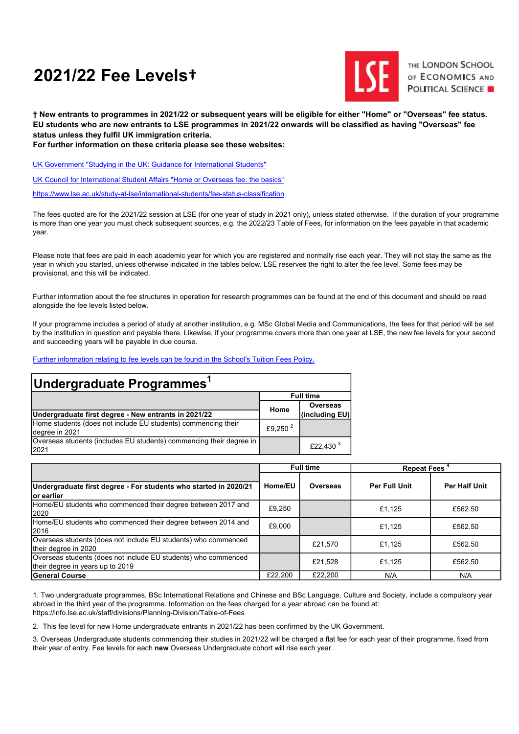# 2021/22 Fee Levels†

**† New entrants to programmes in 2021/22 or subsequent years will be eligible for either "Home" or "Overseas" fee status. EU students who are new entrants to LSE programmes in 2021/22 onwards will be classified as having "Overseas" fee status unless they fulfil UK immigration criteria.**
**For further information on these criteria please see these websites:**

[UK Government "Studying in the UK: Guidance for International Students"]

[UK Council for International Student Affairs "Home or Overseas fee: the basics"]

https://www.lse.ac.uk/study-at-lse/international-students/fee-status-classification

The fees quoted are for the 2021/22 session at LSE (for one year of study in 2021 only), unless stated otherwise. If the duration of your programme is more than one year you must check subsequent sources, e.g. the 2022/23 Table of Fees, for information on the fees payable in that academic year.

Please note that fees are paid in each academic year for which you are registered and normally rise each year. They will not stay the same as the year in which you started, unless otherwise indicated in the tables below. LSE reserves the right to alter the fee level. Some fees may be provisional, and this will be indicated.

Further information about the fee structures in operation for research programmes can be found at the end of this document and should be read alongside the fee levels listed below.

If your programme includes a period of study at another institution, e.g. MSc Global Media and Communications, the fees for that period will be set by the institution in question and payable there. Likewise, if your programme covers more than one year at LSE, the new fee levels for your second and succeeding years will be payable in due course.

[Further information relating to fee levels can be found in the School's Tuition Fees Policy.]

## Undergraduate Programmes[1]

| | Full time | |
|---|---|---|
| **Undergraduate first degree - New entrants in 2021/22** | **Home** | **Overseas (including EU)** |
| Home students (does not include EU students) commencing their degree in 2021 | £9,250 [2] | |
| Overseas students (includes EU students) commencing their degree in 2021 | | £22,430 [3] |

| | Full time | | Repeat Fees [4] | |
|---|---|---|---|---|
| **Undergraduate first degree - For students who started in 2020/21 or earlier** | **Home/EU** | **Overseas** | **Per Full Unit** | **Per Half Unit** |
| Home/EU students who commenced their degree between 2017 and 2020 | £9,250 | | £1,125 | £562.50 |
| Home/EU students who commenced their degree between 2014 and 2016 | £9,000 | | £1,125 | £562.50 |
| Overseas students (does not include EU students) who commenced their degree in 2020 | | £21,570 | £1,125 | £562.50 |
| Overseas students (does not include EU students) who commenced their degree in years up to 2019 | | £21,528 | £1,125 | £562.50 |
| **General Course** | £22,200 | £22,200 | N/A | N/A |

1. Two undergraduate programmes, BSc International Relations and Chinese and BSc Language, Culture and Society, include a compulsory year abroad in the third year of the programme. Information on the fees charged for a year abroad can be found at: https://info.lse.ac.uk/staff/divisions/Planning-Division/Table-of-Fees

2. This fee level for new Home undergraduate entrants in 2021/22 has been confirmed by the UK Government.

3. Overseas Undergraduate students commencing their studies in 2021/22 will be charged a flat fee for each year of their programme, fixed from their year of entry. Fee levels for each **new** Overseas Undergraduate cohort will rise each year.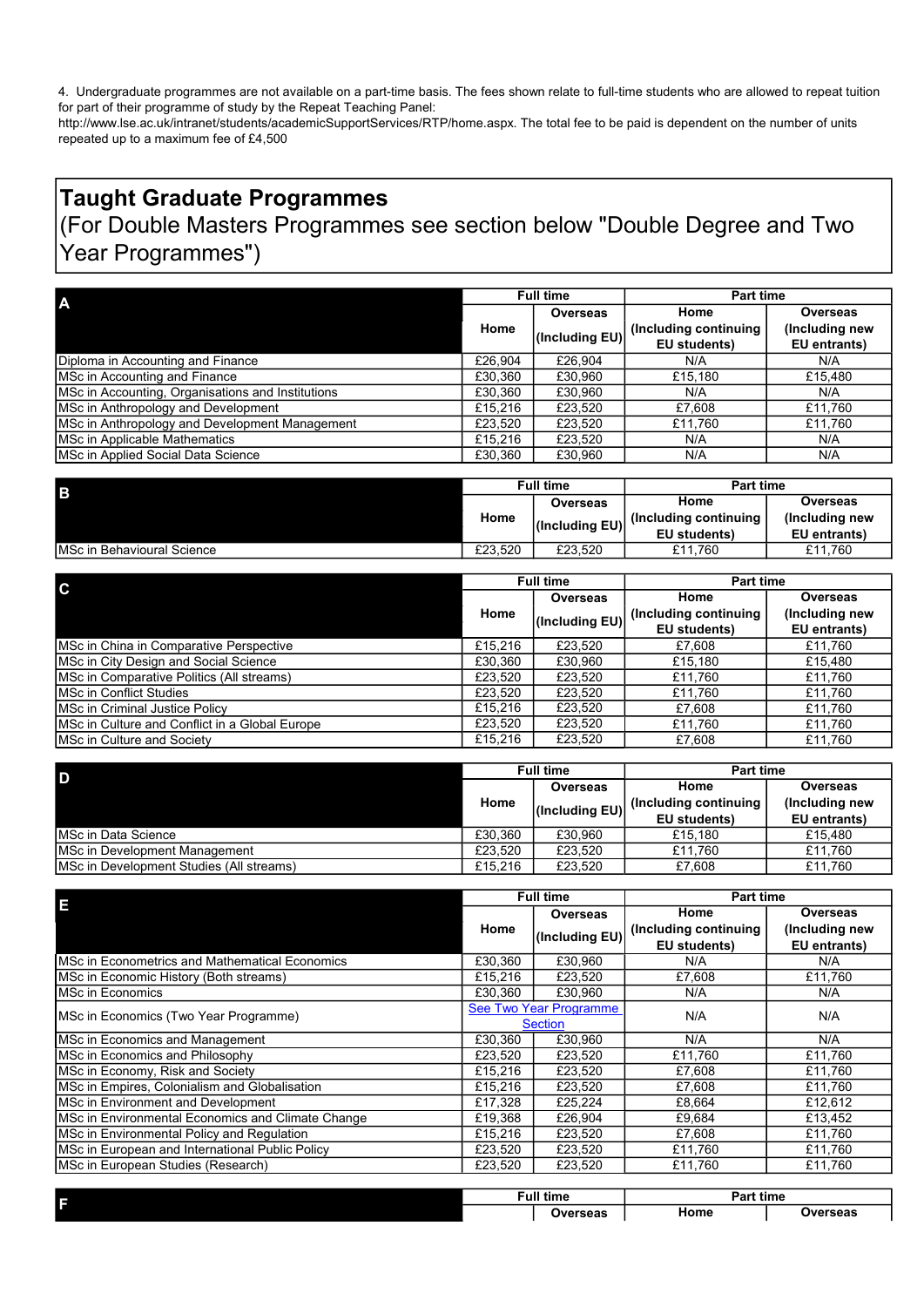4. Undergraduate programmes are not available on a part-time basis. The fees shown relate to full-time students who are allowed to repeat tuition for part of their programme of study by the Repeat Teaching Panel: http://www.lse.ac.uk/intranet/students/academicSupportServices/RTP/home.aspx. The total fee to be paid is dependent on the number of units repeated up to a maximum fee of £4,500

## Taught Graduate Programmes

(For Double Masters Programmes see section below "Double Degree and Two Year Programmes")

| A | Full time | | Part time | |
|---|---|---|---|---|
| | Home | Overseas (Including EU) | Home (Including continuing EU students) | Overseas (Including new EU entrants) |
| Diploma in Accounting and Finance | £26,904 | £26,904 | N/A | N/A |
| MSc in Accounting and Finance | £30,360 | £30,960 | £15,180 | £15,480 |
| MSc in Accounting, Organisations and Institutions | £30,360 | £30,960 | N/A | N/A |
| MSc in Anthropology and Development | £15,216 | £23,520 | £7,608 | £11,760 |
| MSc in Anthropology and Development Management | £23,520 | £23,520 | £11,760 | £11,760 |
| MSc in Applicable Mathematics | £15,216 | £23,520 | N/A | N/A |
| MSc in Applied Social Data Science | £30,360 | £30,960 | N/A | N/A |

| B | Full time | | Part time | |
|---|---|---|---|---|
| | Home | Overseas (Including EU) | Home (Including continuing EU students) | Overseas (Including new EU entrants) |
| MSc in Behavioural Science | £23,520 | £23,520 | £11,760 | £11,760 |

| C | Full time | | Part time | |
|---|---|---|---|---|
| | Home | Overseas (Including EU) | Home (Including continuing EU students) | Overseas (Including new EU entrants) |
| MSc in China in Comparative Perspective | £15,216 | £23,520 | £7,608 | £11,760 |
| MSc in City Design and Social Science | £30,360 | £30,960 | £15,180 | £15,480 |
| MSc in Comparative Politics (All streams) | £23,520 | £23,520 | £11,760 | £11,760 |
| MSc in Conflict Studies | £23,520 | £23,520 | £11,760 | £11,760 |
| MSc in Criminal Justice Policy | £15,216 | £23,520 | £7,608 | £11,760 |
| MSc in Culture and Conflict in a Global Europe | £23,520 | £23,520 | £11,760 | £11,760 |
| MSc in Culture and Society | £15,216 | £23,520 | £7,608 | £11,760 |

| D | Full time | | Part time | |
|---|---|---|---|---|
| | Home | Overseas (Including EU) | Home (Including continuing EU students) | Overseas (Including new EU entrants) |
| MSc in Data Science | £30,360 | £30,960 | £15,180 | £15,480 |
| MSc in Development Management | £23,520 | £23,520 | £11,760 | £11,760 |
| MSc in Development Studies (All streams) | £15,216 | £23,520 | £7,608 | £11,760 |

| E | Full time | | Part time | |
|---|---|---|---|---|
| | Home | Overseas (Including EU) | Home (Including continuing EU students) | Overseas (Including new EU entrants) |
| MSc in Econometrics and Mathematical Economics | £30,360 | £30,960 | N/A | N/A |
| MSc in Economic History (Both streams) | £15,216 | £23,520 | £7,608 | £11,760 |
| MSc in Economics | £30,360 | £30,960 | N/A | N/A |
| MSc in Economics (Two Year Programme) | See Two Year Programme Section | | N/A | N/A |
| MSc in Economics and Management | £30,360 | £30,960 | N/A | N/A |
| MSc in Economics and Philosophy | £23,520 | £23,520 | £11,760 | £11,760 |
| MSc in Economy, Risk and Society | £15,216 | £23,520 | £7,608 | £11,760 |
| MSc in Empires, Colonialism and Globalisation | £15,216 | £23,520 | £7,608 | £11,760 |
| MSc in Environment and Development | £17,328 | £25,224 | £8,664 | £12,612 |
| MSc in Environmental Economics and Climate Change | £19,368 | £26,904 | £9,684 | £13,452 |
| MSc in Environmental Policy and Regulation | £15,216 | £23,520 | £7,608 | £11,760 |
| MSc in European and International Public Policy | £23,520 | £23,520 | £11,760 | £11,760 |
| MSc in European Studies (Research) | £23,520 | £23,520 | £11,760 | £11,760 |

| F | Full time | | Part time | |
|---|---|---|---|---|
| | | Overseas | Home | Overseas |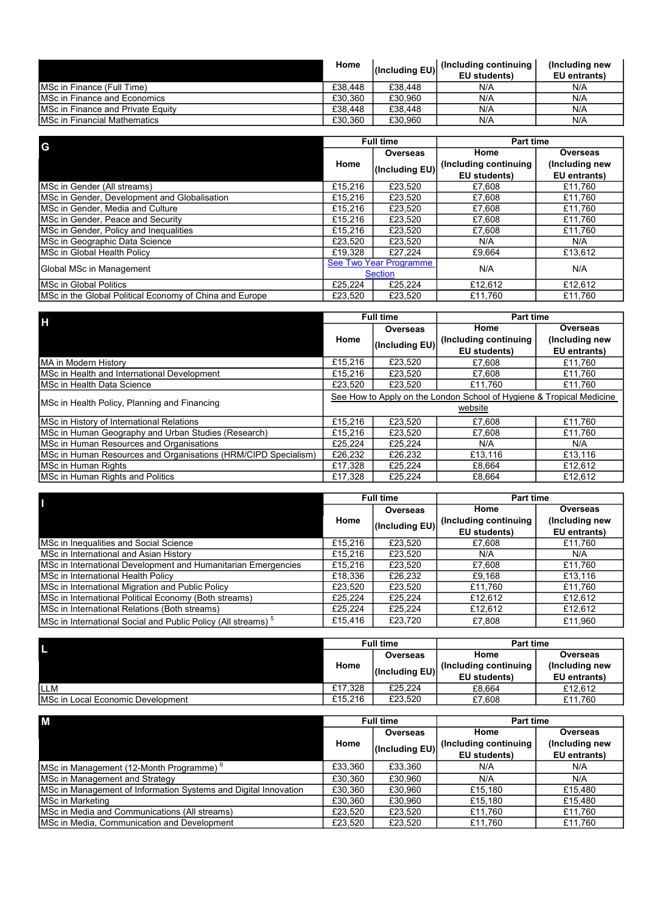| | Home | (Including EU) | (Including continuing EU students) | (Including new EU entrants) |
|---|---|---|---|---|
| MSc in Finance (Full Time) | £38,448 | £38,448 | N/A | N/A |
| MSc in Finance and Economics | £30,360 | £30,960 | N/A | N/A |
| MSc in Finance and Private Equity | £38,448 | £38,448 | N/A | N/A |
| MSc in Financial Mathematics | £30,360 | £30,960 | N/A | N/A |

| G | Full time | | Part time | |
|---|---|---|---|---|
| | Home | Overseas (Including EU) | Home (Including continuing EU students) | Overseas (Including new EU entrants) |
| MSc in Gender (All streams) | £15,216 | £23,520 | £7,608 | £11,760 |
| MSc in Gender, Development and Globalisation | £15,216 | £23,520 | £7,608 | £11,760 |
| MSc in Gender, Media and Culture | £15,216 | £23,520 | £7,608 | £11,760 |
| MSc in Gender, Peace and Security | £15,216 | £23,520 | £7,608 | £11,760 |
| MSc in Gender, Policy and Inequalities | £15,216 | £23,520 | £7,608 | £11,760 |
| MSc in Geographic Data Science | £23,520 | £23,520 | N/A | N/A |
| MSc in Global Health Policy | £19,328 | £27,224 | £9,664 | £13,612 |
| Global MSc in Management | See Two Year Programme Section | | N/A | N/A |
| MSc in Global Politics | £25,224 | £25,224 | £12,612 | £12,612 |
| MSc in the Global Political Economy of China and Europe | £23,520 | £23,520 | £11,760 | £11,760 |

| H | Full time | | Part time | |
|---|---|---|---|---|
| | Home | Overseas (Including EU) | Home (Including continuing EU students) | Overseas (Including new EU entrants) |
| MA in Modern History | £15,216 | £23,520 | £7,608 | £11,760 |
| MSc in Health and International Development | £15,216 | £23,520 | £7,608 | £11,760 |
| MSc in Health Data Science | £23,520 | £23,520 | £11,760 | £11,760 |
| MSc in Health Policy, Planning and Financing | See How to Apply on the London School of Hygiene & Tropical Medicine website | | | |
| MSc in History of International Relations | £15,216 | £23,520 | £7,608 | £11,760 |
| MSc in Human Geography and Urban Studies (Research) | £15,216 | £23,520 | £7,608 | £11,760 |
| MSc in Human Resources and Organisations | £25,224 | £25,224 | N/A | N/A |
| MSc in Human Resources and Organisations (HRM/CIPD Specialism) | £26,232 | £26,232 | £13,116 | £13,116 |
| MSc in Human Rights | £17,328 | £25,224 | £8,664 | £12,612 |
| MSc in Human Rights and Politics | £17,328 | £25,224 | £8,664 | £12,612 |

| I | Full time | | Part time | |
|---|---|---|---|---|
| | Home | Overseas (Including EU) | Home (Including continuing EU students) | Overseas (Including new EU entrants) |
| MSc in Inequalities and Social Science | £15,216 | £23,520 | £7,608 | £11,760 |
| MSc in International and Asian History | £15,216 | £23,520 | N/A | N/A |
| MSc in International Development and Humanitarian Emergencies | £15,216 | £23,520 | £7,608 | £11,760 |
| MSc in International Health Policy | £18,336 | £26,232 | £9,168 | £13,116 |
| MSc in International Migration and Public Policy | £23,520 | £23,520 | £11,760 | £11,760 |
| MSc in International Political Economy (Both streams) | £25,224 | £25,224 | £12,612 | £12,612 |
| MSc in International Relations (Both streams) | £25,224 | £25,224 | £12,612 | £12,612 |
| MSc in International Social and Public Policy (All streams) [5] | £15,416 | £23,720 | £7,808 | £11,960 |

| L | Full time | | Part time | |
|---|---|---|---|---|
| | Home | Overseas (Including EU) | Home (Including continuing EU students) | Overseas (Including new EU entrants) |
| LLM | £17,328 | £25,224 | £8,664 | £12,612 |
| MSc in Local Economic Development | £15,216 | £23,520 | £7,608 | £11,760 |

| M | Full time | | Part time | |
|---|---|---|---|---|
| | Home | Overseas (Including EU) | Home (Including continuing EU students) | Overseas (Including new EU entrants) |
| MSc in Management (12-Month Programme) [6] | £33,360 | £33,360 | N/A | N/A |
| MSc in Management and Strategy | £30,360 | £30,960 | N/A | N/A |
| MSc in Management of Information Systems and Digital Innovation | £30,360 | £30,960 | £15,180 | £15,480 |
| MSc in Marketing | £30,360 | £30,960 | £15,180 | £15,480 |
| MSc in Media and Communications (All streams) | £23,520 | £23,520 | £11,760 | £11,760 |
| MSc in Media, Communication and Development | £23,520 | £23,520 | £11,760 | £11,760 |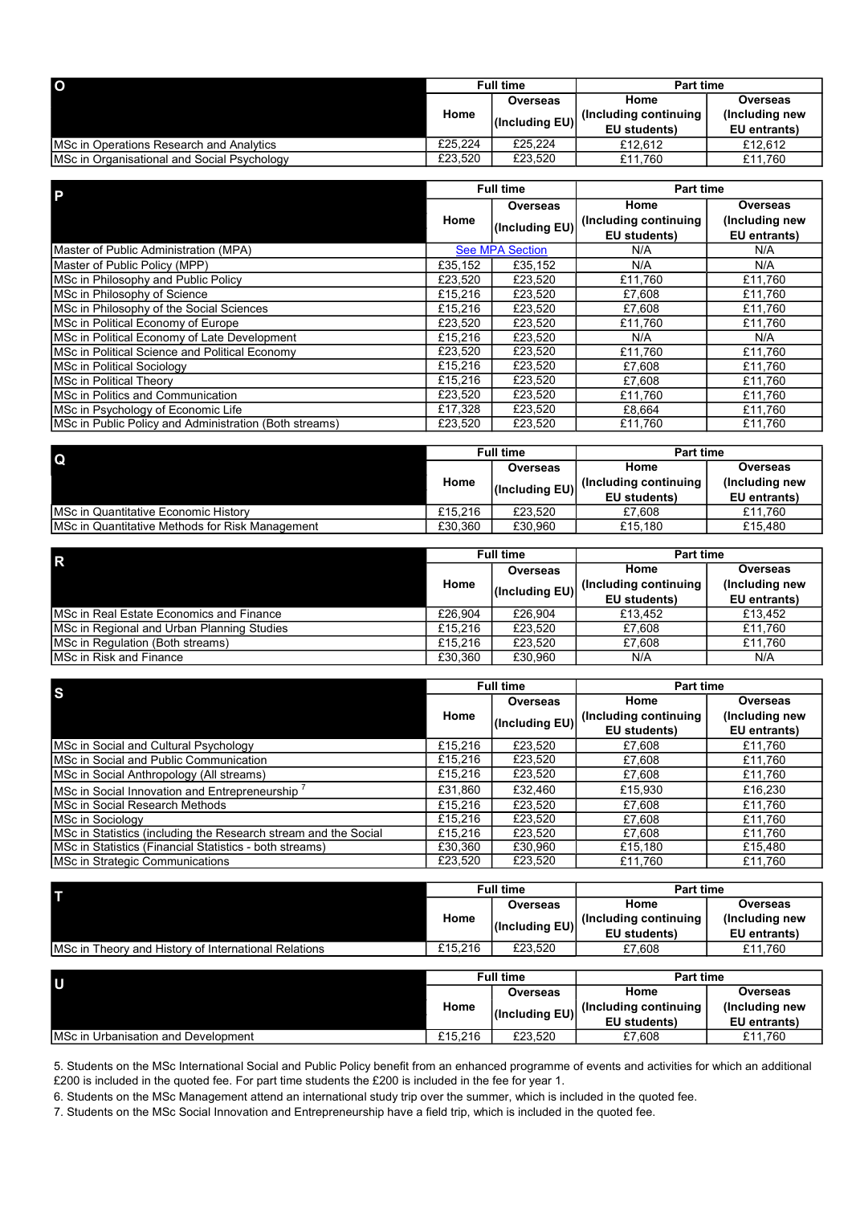| O | Full time | | Part time | |
|---|---|---|---|---|
| | Home | Overseas (Including EU) | Home (Including continuing EU students) | Overseas (Including new EU entrants) |
| MSc in Operations Research and Analytics | £25,224 | £25,224 | £12,612 | £12,612 |
| MSc in Organisational and Social Psychology | £23,520 | £23,520 | £11,760 | £11,760 |

| P | Full time | | Part time | |
|---|---|---|---|---|
| | Home | Overseas (Including EU) | Home (Including continuing EU students) | Overseas (Including new EU entrants) |
| Master of Public Administration (MPA) | See MPA Section | | N/A | N/A |
| Master of Public Policy (MPP) | £35,152 | £35,152 | N/A | N/A |
| MSc in Philosophy and Public Policy | £23,520 | £23,520 | £11,760 | £11,760 |
| MSc in Philosophy of Science | £15,216 | £23,520 | £7,608 | £11,760 |
| MSc in Philosophy of the Social Sciences | £15,216 | £23,520 | £7,608 | £11,760 |
| MSc in Political Economy of Europe | £23,520 | £23,520 | £11,760 | £11,760 |
| MSc in Political Economy of Late Development | £15,216 | £23,520 | N/A | N/A |
| MSc in Political Science and Political Economy | £23,520 | £23,520 | £11,760 | £11,760 |
| MSc in Political Sociology | £15,216 | £23,520 | £7,608 | £11,760 |
| MSc in Political Theory | £15,216 | £23,520 | £7,608 | £11,760 |
| MSc in Politics and Communication | £23,520 | £23,520 | £11,760 | £11,760 |
| MSc in Psychology of Economic Life | £17,328 | £23,520 | £8,664 | £11,760 |
| MSc in Public Policy and Administration (Both streams) | £23,520 | £23,520 | £11,760 | £11,760 |

| Q | Full time | | Part time | |
|---|---|---|---|---|
| | Home | Overseas (Including EU) | Home (Including continuing EU students) | Overseas (Including new EU entrants) |
| MSc in Quantitative Economic History | £15,216 | £23,520 | £7,608 | £11,760 |
| MSc in Quantitative Methods for Risk Management | £30,360 | £30,960 | £15,180 | £15,480 |

| R | Full time | | Part time | |
|---|---|---|---|---|
| | Home | Overseas (Including EU) | Home (Including continuing EU students) | Overseas (Including new EU entrants) |
| MSc in Real Estate Economics and Finance | £26,904 | £26,904 | £13,452 | £13,452 |
| MSc in Regional and Urban Planning Studies | £15,216 | £23,520 | £7,608 | £11,760 |
| MSc in Regulation (Both streams) | £15,216 | £23,520 | £7,608 | £11,760 |
| MSc in Risk and Finance | £30,360 | £30,960 | N/A | N/A |

| S | Full time | | Part time | |
|---|---|---|---|---|
| | Home | Overseas (Including EU) | Home (Including continuing EU students) | Overseas (Including new EU entrants) |
| MSc in Social and Cultural Psychology | £15,216 | £23,520 | £7,608 | £11,760 |
| MSc in Social and Public Communication | £15,216 | £23,520 | £7,608 | £11,760 |
| MSc in Social Anthropology (All streams) | £15,216 | £23,520 | £7,608 | £11,760 |
| MSc in Social Innovation and Entrepreneurship [7] | £31,860 | £32,460 | £15,930 | £16,230 |
| MSc in Social Research Methods | £15,216 | £23,520 | £7,608 | £11,760 |
| MSc in Sociology | £15,216 | £23,520 | £7,608 | £11,760 |
| MSc in Statistics (including the Research stream and the Social | £15,216 | £23,520 | £7,608 | £11,760 |
| MSc in Statistics (Financial Statistics - both streams) | £30,360 | £30,960 | £15,180 | £15,480 |
| MSc in Strategic Communications | £23,520 | £23,520 | £11,760 | £11,760 |

| T | Full time | | Part time | |
|---|---|---|---|---|
| | Home | Overseas (Including EU) | Home (Including continuing EU students) | Overseas (Including new EU entrants) |
| MSc in Theory and History of International Relations | £15,216 | £23,520 | £7,608 | £11,760 |

| U | Full time | | Part time | |
|---|---|---|---|---|
| | Home | Overseas (Including EU) | Home (Including continuing EU students) | Overseas (Including new EU entrants) |
| MSc in Urbanisation and Development | £15,216 | £23,520 | £7,608 | £11,760 |

5. Students on the MSc International Social and Public Policy benefit from an enhanced programme of events and activities for which an additional £200 is included in the quoted fee. For part time students the £200 is included in the fee for year 1.

6. Students on the MSc Management attend an international study trip over the summer, which is included in the quoted fee.

7. Students on the MSc Social Innovation and Entrepreneurship have a field trip, which is included in the quoted fee.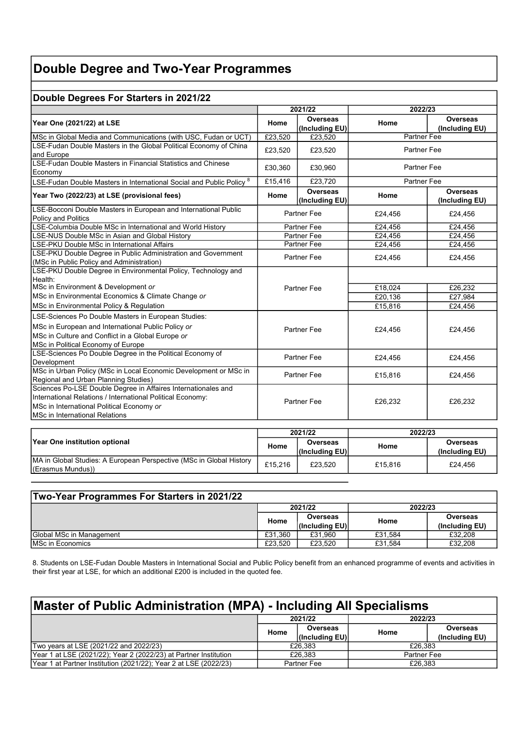# Double Degree and Two-Year Programmes

## Double Degrees For Starters in 2021/22

| | 2021/22 | | 2022/23 | |
|---|---|---|---|---|
| **Year One (2021/22) at LSE** | **Home** | **Overseas (Including EU)** | **Home** | **Overseas (Including EU)** |
| MSc in Global Media and Communications (with USC, Fudan or UCT) | £23,520 | £23,520 | Partner Fee | |
| LSE-Fudan Double Masters in the Global Political Economy of China and Europe | £23,520 | £23,520 | Partner Fee | |
| LSE-Fudan Double Masters in Financial Statistics and Chinese Economy | £30,360 | £30,960 | Partner Fee | |
| LSE-Fudan Double Masters in International Social and Public Policy [8] | £15,416 | £23,720 | Partner Fee | |
| **Year Two (2022/23) at LSE (provisional fees)** | **Home** | **Overseas (Including EU)** | **Home** | **Overseas (Including EU)** |
| LSE-Bocconi Double Masters in European and International Public Policy and Politics | Partner Fee | | £24,456 | £24,456 |
| LSE-Columbia Double MSc in International and World History | Partner Fee | | £24,456 | £24,456 |
| LSE-NUS Double MSc in Asian and Global History | Partner Fee | | £24,456 | £24,456 |
| LSE-PKU Double MSc in International Affairs | Partner Fee | | £24,456 | £24,456 |
| LSE-PKU Double Degree in Public Administration and Government (MSc in Public Policy and Administration) | Partner Fee | | £24,456 | £24,456 |
| LSE-PKU Double Degree in Environmental Policy, Technology and Health: | Partner Fee | | | |
| MSc in Environment & Development *or* | | | £18,024 | £26,232 |
| MSc in Environmental Economics & Climate Change *or* | | | £20,136 | £27,984 |
| MSc in Environmental Policy & Regulation | | | £15,816 | £24,456 |
| LSE-Sciences Po Double Masters in European Studies: MSc in European and International Public Policy *or* MSc in Culture and Conflict in a Global Europe *or* MSc in Political Economy of Europe | Partner Fee | | £24,456 | £24,456 |
| LSE-Sciences Po Double Degree in the Political Economy of Development | Partner Fee | | £24,456 | £24,456 |
| MSc in Urban Policy (MSc in Local Economic Development or MSc in Regional and Urban Planning Studies) | Partner Fee | | £15,816 | £24,456 |
| Sciences Po-LSE Double Degree in Affaires Internationales and International Relations / International Political Economy: MSc in International Political Economy *or* MSc in International Relations | Partner Fee | | £26,232 | £26,232 |

| | 2021/22 | | 2022/23 | |
|---|---|---|---|---|
| **Year One institution optional** | **Home** | **Overseas (Including EU)** | **Home** | **Overseas (Including EU)** |
| MA in Global Studies: A European Perspective (MSc in Global History (Erasmus Mundus)) | £15,216 | £23,520 | £15,816 | £24,456 |

## Two-Year Programmes For Starters in 2021/22

| | 2021/22 | | 2022/23 | |
|---|---|---|---|---|
| | **Home** | **Overseas (Including EU)** | **Home** | **Overseas (Including EU)** |
| Global MSc in Management | £31,360 | £31,960 | £31,584 | £32,208 |
| MSc in Economics | £23,520 | £23,520 | £31,584 | £32,208 |

8. Students on LSE-Fudan Double Masters in International Social and Public Policy benefit from an enhanced programme of events and activities in their first year at LSE, for which an additional £200 is included in the quoted fee.

# Master of Public Administration (MPA) - Including All Specialisms

| | 2021/22 | | 2022/23 | |
|---|---|---|---|---|
| | **Home** | **Overseas (Including EU)** | **Home** | **Overseas (Including EU)** |
| Two years at LSE (2021/22 and 2022/23) | £26,383 | | £26,383 | |
| Year 1 at LSE (2021/22); Year 2 (2022/23) at Partner Institution | £26,383 | | Partner Fee | |
| Year 1 at Partner Institution (2021/22); Year 2 at LSE (2022/23) | Partner Fee | | £26,383 | |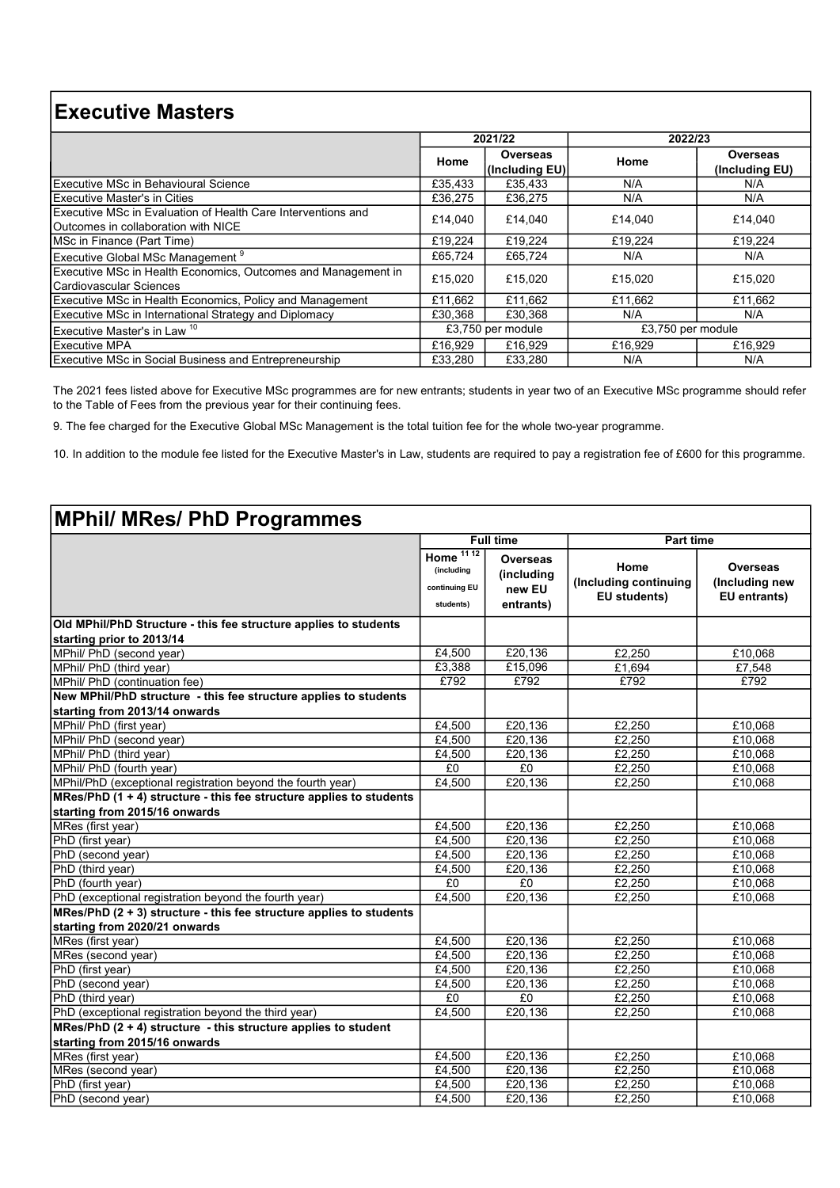## Executive Masters

| | 2021/22 | | 2022/23 | |
|---|---|---|---|---|
| | Home | Overseas (Including EU) | Home | Overseas (Including EU) |
| Executive MSc in Behavioural Science | £35,433 | £35,433 | N/A | N/A |
| Executive Master's in Cities | £36,275 | £36,275 | N/A | N/A |
| Executive MSc in Evaluation of Health Care Interventions and Outcomes in collaboration with NICE | £14,040 | £14,040 | £14,040 | £14,040 |
| MSc in Finance (Part Time) | £19,224 | £19,224 | £19,224 | £19,224 |
| Executive Global MSc Management [9] | £65,724 | £65,724 | N/A | N/A |
| Executive MSc in Health Economics, Outcomes and Management in Cardiovascular Sciences | £15,020 | £15,020 | £15,020 | £15,020 |
| Executive MSc in Health Economics, Policy and Management | £11,662 | £11,662 | £11,662 | £11,662 |
| Executive MSc in International Strategy and Diplomacy | £30,368 | £30,368 | N/A | N/A |
| Executive Master's in Law [10] | £3,750 per module | | £3,750 per module | |
| Executive MPA | £16,929 | £16,929 | £16,929 | £16,929 |
| Executive MSc in Social Business and Entrepreneurship | £33,280 | £33,280 | N/A | N/A |

The 2021 fees listed above for Executive MSc programmes are for new entrants; students in year two of an Executive MSc programme should refer to the Table of Fees from the previous year for their continuing fees.

9. The fee charged for the Executive Global MSc Management is the total tuition fee for the whole two-year programme.

10. In addition to the module fee listed for the Executive Master's in Law, students are required to pay a registration fee of £600 for this programme.

## MPhil/ MRes/ PhD Programmes

| | Full time | | Part time | |
|---|---|---|---|---|
| | Home [11 12] (including continuing EU students) | Overseas (including new EU entrants) | Home (Including continuing EU students) | Overseas (Including new EU entrants) |
| **Old MPhil/PhD Structure - this fee structure applies to students starting prior to 2013/14** | | | | |
| MPhil/ PhD (second year) | £4,500 | £20,136 | £2,250 | £10,068 |
| MPhil/ PhD (third year) | £3,388 | £15,096 | £1,694 | £7,548 |
| MPhil/ PhD (continuation fee) | £792 | £792 | £792 | £792 |
| **New MPhil/PhD structure - this fee structure applies to students starting from 2013/14 onwards** | | | | |
| MPhil/ PhD (first year) | £4,500 | £20,136 | £2,250 | £10,068 |
| MPhil/ PhD (second year) | £4,500 | £20,136 | £2,250 | £10,068 |
| MPhil/ PhD (third year) | £4,500 | £20,136 | £2,250 | £10,068 |
| MPhil/ PhD (fourth year) | £0 | £0 | £2,250 | £10,068 |
| MPhil/PhD (exceptional registration beyond the fourth year) | £4,500 | £20,136 | £2,250 | £10,068 |
| **MRes/PhD (1 + 4) structure - this fee structure applies to students starting from 2015/16 onwards** | | | | |
| MRes (first year) | £4,500 | £20,136 | £2,250 | £10,068 |
| PhD (first year) | £4,500 | £20,136 | £2,250 | £10,068 |
| PhD (second year) | £4,500 | £20,136 | £2,250 | £10,068 |
| PhD (third year) | £4,500 | £20,136 | £2,250 | £10,068 |
| PhD (fourth year) | £0 | £0 | £2,250 | £10,068 |
| PhD (exceptional registration beyond the fourth year) | £4,500 | £20,136 | £2,250 | £10,068 |
| **MRes/PhD (2 + 3) structure - this fee structure applies to students starting from 2020/21 onwards** | | | | |
| MRes (first year) | £4,500 | £20,136 | £2,250 | £10,068 |
| MRes (second year) | £4,500 | £20,136 | £2,250 | £10,068 |
| PhD (first year) | £4,500 | £20,136 | £2,250 | £10,068 |
| PhD (second year) | £4,500 | £20,136 | £2,250 | £10,068 |
| PhD (third year) | £0 | £0 | £2,250 | £10,068 |
| PhD (exceptional registration beyond the third year) | £4,500 | £20,136 | £2,250 | £10,068 |
| **MRes/PhD (2 + 4) structure - this structure applies to student starting from 2015/16 onwards** | | | | |
| MRes (first year) | £4,500 | £20,136 | £2,250 | £10,068 |
| MRes (second year) | £4,500 | £20,136 | £2,250 | £10,068 |
| PhD (first year) | £4,500 | £20,136 | £2,250 | £10,068 |
| PhD (second year) | £4,500 | £20,136 | £2,250 | £10,068 |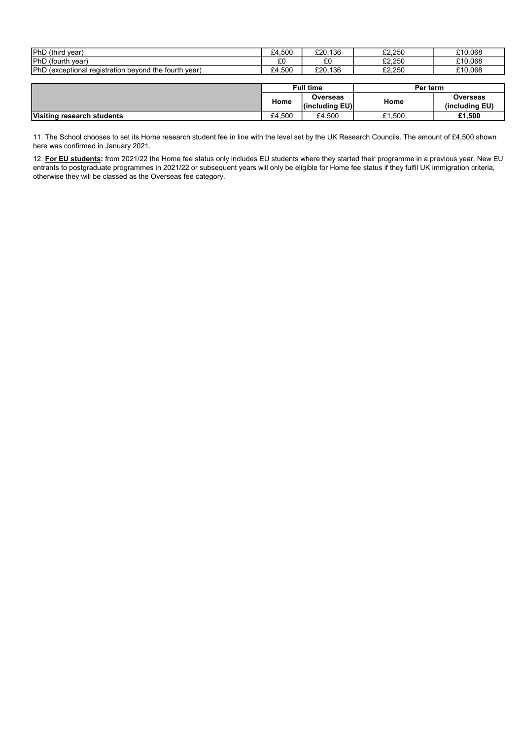| | | | | |
|---|---|---|---|---|
| PhD (third year) | £4,500 | £20,136 | £2,250 | £10,068 |
| PhD (fourth year) | £0 | £0 | £2,250 | £10,068 |
| PhD (exceptional registration beyond the fourth year) | £4,500 | £20,136 | £2,250 | £10,068 |

| | Full time | | Per term | |
|---|---|---|---|---|
| | Home | Overseas (including EU) | Home | Overseas (including EU) |
| **Visiting research students** | £4,500 | £4,500 | £1,500 | **£1,500** |

11. The School chooses to set its Home research student fee in line with the level set by the UK Research Councils. The amount of £4,500 shown here was confirmed in January 2021.

12. **For EU students:** from 2021/22 the Home fee status only includes EU students where they started their programme in a previous year. New EU entrants to postgraduate programmes in 2021/22 or subsequent years will only be eligible for Home fee status if they fulfil UK immigration criteria, otherwise they will be classed as the Overseas fee category.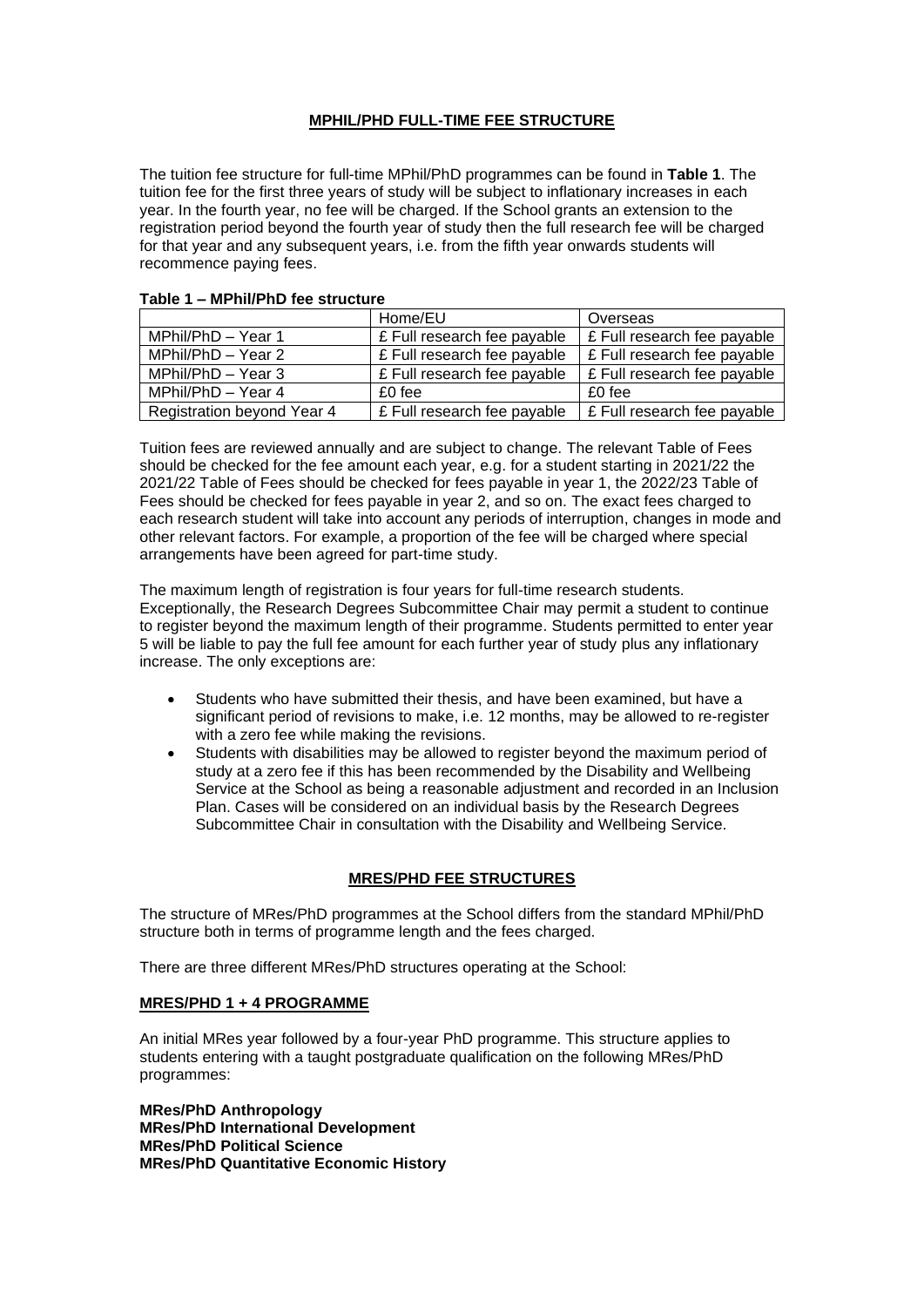## MPHIL/PHD FULL-TIME FEE STRUCTURE

The tuition fee structure for full-time MPhil/PhD programmes can be found in **Table 1**. The tuition fee for the first three years of study will be subject to inflationary increases in each year. In the fourth year, no fee will be charged. If the School grants an extension to the registration period beyond the fourth year of study then the full research fee will be charged for that year and any subsequent years, i.e. from the fifth year onwards students will recommence paying fees.

**Table 1 – MPhil/PhD fee structure**

| | Home/EU | Overseas |
|---|---|---|
| MPhil/PhD – Year 1 | £ Full research fee payable | £ Full research fee payable |
| MPhil/PhD – Year 2 | £ Full research fee payable | £ Full research fee payable |
| MPhil/PhD – Year 3 | £ Full research fee payable | £ Full research fee payable |
| MPhil/PhD – Year 4 | £0 fee | £0 fee |
| Registration beyond Year 4 | £ Full research fee payable | £ Full research fee payable |

Tuition fees are reviewed annually and are subject to change. The relevant Table of Fees should be checked for the fee amount each year, e.g. for a student starting in 2021/22 the 2021/22 Table of Fees should be checked for fees payable in year 1, the 2022/23 Table of Fees should be checked for fees payable in year 2, and so on. The exact fees charged to each research student will take into account any periods of interruption, changes in mode and other relevant factors. For example, a proportion of the fee will be charged where special arrangements have been agreed for part-time study.

The maximum length of registration is four years for full-time research students. Exceptionally, the Research Degrees Subcommittee Chair may permit a student to continue to register beyond the maximum length of their programme. Students permitted to enter year 5 will be liable to pay the full fee amount for each further year of study plus any inflationary increase. The only exceptions are:

- Students who have submitted their thesis, and have been examined, but have a significant period of revisions to make, i.e. 12 months, may be allowed to re-register with a zero fee while making the revisions.
- Students with disabilities may be allowed to register beyond the maximum period of study at a zero fee if this has been recommended by the Disability and Wellbeing Service at the School as being a reasonable adjustment and recorded in an Inclusion Plan. Cases will be considered on an individual basis by the Research Degrees Subcommittee Chair in consultation with the Disability and Wellbeing Service.

## MRES/PHD FEE STRUCTURES

The structure of MRes/PhD programmes at the School differs from the standard MPhil/PhD structure both in terms of programme length and the fees charged.

There are three different MRes/PhD structures operating at the School:

### MRES/PHD 1 + 4 PROGRAMME

An initial MRes year followed by a four-year PhD programme. This structure applies to students entering with a taught postgraduate qualification on the following MRes/PhD programmes:

**MRes/PhD Anthropology**
**MRes/PhD International Development**
**MRes/PhD Political Science**
**MRes/PhD Quantitative Economic History**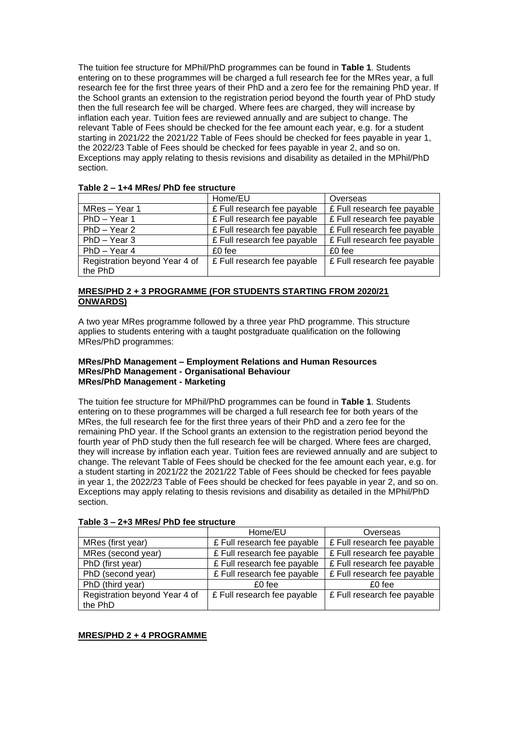The tuition fee structure for MPhil/PhD programmes can be found in **Table 1**. Students entering on to these programmes will be charged a full research fee for the MRes year, a full research fee for the first three years of their PhD and a zero fee for the remaining PhD year. If the School grants an extension to the registration period beyond the fourth year of PhD study then the full research fee will be charged. Where fees are charged, they will increase by inflation each year. Tuition fees are reviewed annually and are subject to change. The relevant Table of Fees should be checked for the fee amount each year, e.g. for a student starting in 2021/22 the 2021/22 Table of Fees should be checked for fees payable in year 1, the 2022/23 Table of Fees should be checked for fees payable in year 2, and so on. Exceptions may apply relating to thesis revisions and disability as detailed in the MPhil/PhD section.

**Table 2 – 1+4 MRes/ PhD fee structure**

| | Home/EU | Overseas |
|---|---|---|
| MRes – Year 1 | £ Full research fee payable | £ Full research fee payable |
| PhD – Year 1 | £ Full research fee payable | £ Full research fee payable |
| PhD – Year 2 | £ Full research fee payable | £ Full research fee payable |
| PhD – Year 3 | £ Full research fee payable | £ Full research fee payable |
| PhD – Year 4 | £0 fee | £0 fee |
| Registration beyond Year 4 of the PhD | £ Full research fee payable | £ Full research fee payable |

## MRES/PHD 2 + 3 PROGRAMME (FOR STUDENTS STARTING FROM 2020/21 ONWARDS)

A two year MRes programme followed by a three year PhD programme. This structure applies to students entering with a taught postgraduate qualification on the following MRes/PhD programmes:

**MRes/PhD Management – Employment Relations and Human Resources**
**MRes/PhD Management - Organisational Behaviour**
**MRes/PhD Management - Marketing**

The tuition fee structure for MPhil/PhD programmes can be found in **Table 1**. Students entering on to these programmes will be charged a full research fee for both years of the MRes, the full research fee for the first three years of their PhD and a zero fee for the remaining PhD year. If the School grants an extension to the registration period beyond the fourth year of PhD study then the full research fee will be charged. Where fees are charged, they will increase by inflation each year. Tuition fees are reviewed annually and are subject to change. The relevant Table of Fees should be checked for the fee amount each year, e.g. for a student starting in 2021/22 the 2021/22 Table of Fees should be checked for fees payable in year 1, the 2022/23 Table of Fees should be checked for fees payable in year 2, and so on. Exceptions may apply relating to thesis revisions and disability as detailed in the MPhil/PhD section.

**Table 3 – 2+3 MRes/ PhD fee structure**

| | Home/EU | Overseas |
|---|---|---|
| MRes (first year) | £ Full research fee payable | £ Full research fee payable |
| MRes (second year) | £ Full research fee payable | £ Full research fee payable |
| PhD (first year) | £ Full research fee payable | £ Full research fee payable |
| PhD (second year) | £ Full research fee payable | £ Full research fee payable |
| PhD (third year) | £0 fee | £0 fee |
| Registration beyond Year 4 of the PhD | £ Full research fee payable | £ Full research fee payable |

## MRES/PHD 2 + 4 PROGRAMME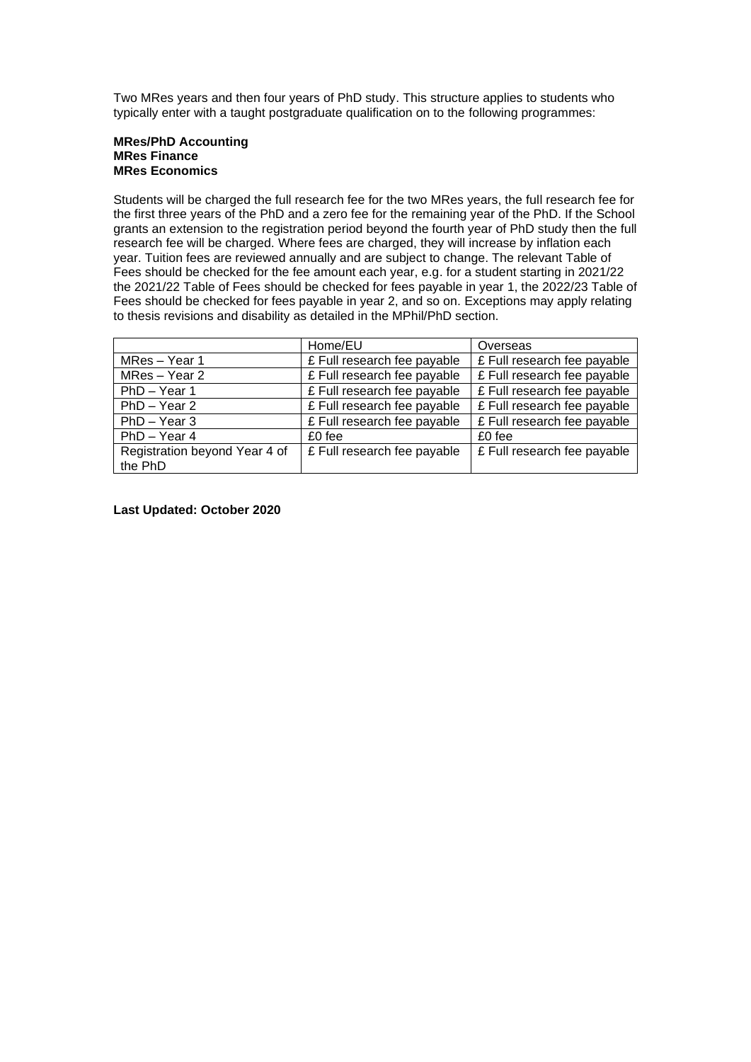Two MRes years and then four years of PhD study. This structure applies to students who typically enter with a taught postgraduate qualification on to the following programmes:

**MRes/PhD Accounting**
**MRes Finance**
**MRes Economics**

Students will be charged the full research fee for the two MRes years, the full research fee for the first three years of the PhD and a zero fee for the remaining year of the PhD. If the School grants an extension to the registration period beyond the fourth year of PhD study then the full research fee will be charged. Where fees are charged, they will increase by inflation each year. Tuition fees are reviewed annually and are subject to change. The relevant Table of Fees should be checked for the fee amount each year, e.g. for a student starting in 2021/22 the 2021/22 Table of Fees should be checked for fees payable in year 1, the 2022/23 Table of Fees should be checked for fees payable in year 2, and so on. Exceptions may apply relating to thesis revisions and disability as detailed in the MPhil/PhD section.

| | Home/EU | Overseas |
|---|---|---|
| MRes – Year 1 | £ Full research fee payable | £ Full research fee payable |
| MRes – Year 2 | £ Full research fee payable | £ Full research fee payable |
| PhD – Year 1 | £ Full research fee payable | £ Full research fee payable |
| PhD – Year 2 | £ Full research fee payable | £ Full research fee payable |
| PhD – Year 3 | £ Full research fee payable | £ Full research fee payable |
| PhD – Year 4 | £0 fee | £0 fee |
| Registration beyond Year 4 of the PhD | £ Full research fee payable | £ Full research fee payable |

**Last Updated: October 2020**